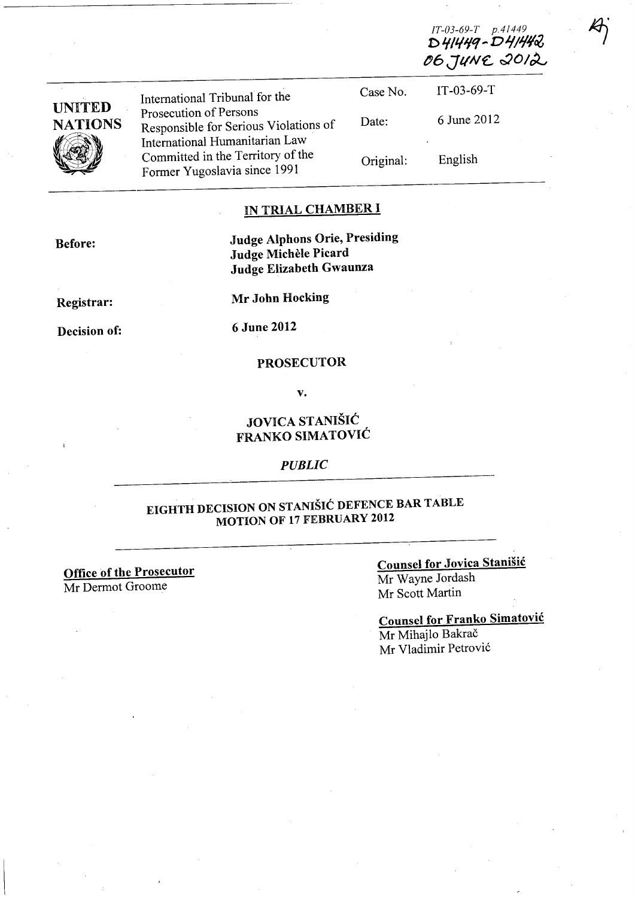IT-03-69-T p.41449
D41449 - D41442
06 JUNE 2012

| UNITED NATIONS | International Tribunal for the Prosecution of Persons Responsible for Serious Violations of International Humanitarian Law Committed in the Territory of the Former Yugoslavia since 1991 | Case No. | IT-03-69-T |
|---|---|---|---|
| | | Date: | 6 June 2012 |
| | | Original: | English |

## IN TRIAL CHAMBER I

**Before:** **Judge Alphons Orie, Presiding**
**Judge Michèle Picard**
**Judge Elizabeth Gwaunza**

**Registrar:** **Mr John Hocking**

**Decision of:** **6 June 2012**

**PROSECUTOR**

**v.**

**JOVICA STANIŠIĆ**
**FRANKO SIMATOVIĆ**

*PUBLIC*

## EIGHTH DECISION ON STANIŠIĆ DEFENCE BAR TABLE MOTION OF 17 FEBRUARY 2012

**Office of the Prosecutor**
Mr Dermot Groome

**Counsel for Jovica Stanišić**
Mr Wayne Jordash
Mr Scott Martin

**Counsel for Franko Simatović**
Mr Mihajlo Bakrač
Mr Vladimir Petrović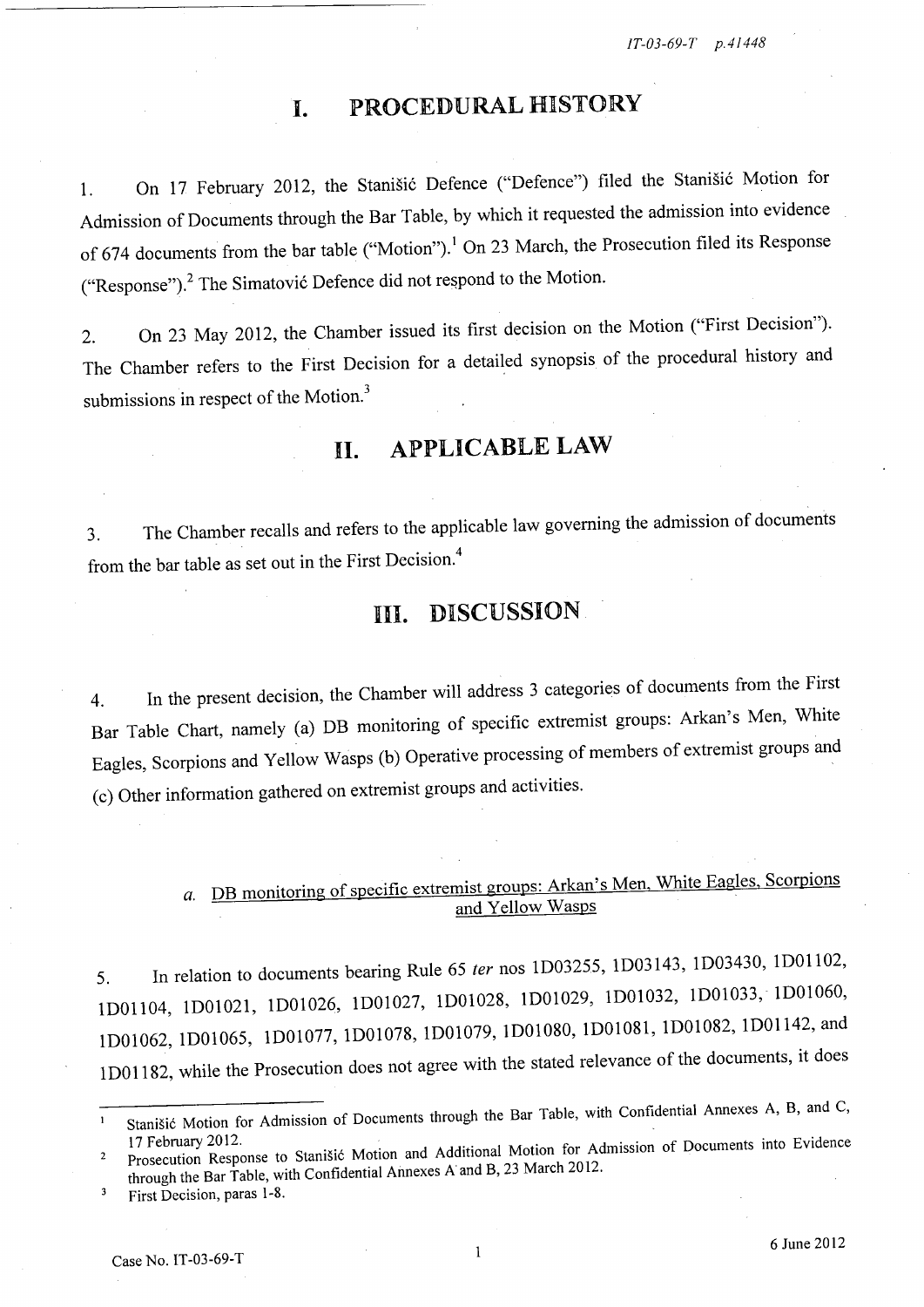# I. PROCEDURAL HISTORY

1. On 17 February 2012, the Stanišić Defence ("Defence") filed the Stanišić Motion for Admission of Documents through the Bar Table, by which it requested the admission into evidence of 674 documents from the bar table ("Motion").[1] On 23 March, the Prosecution filed its Response ("Response").[2] The Simatović Defence did not respond to the Motion.

2. On 23 May 2012, the Chamber issued its first decision on the Motion ("First Decision"). The Chamber refers to the First Decision for a detailed synopsis of the procedural history and submissions in respect of the Motion.[3]

# II. APPLICABLE LAW

3. The Chamber recalls and refers to the applicable law governing the admission of documents from the bar table as set out in the First Decision.[4]

# III. DISCUSSION

4. In the present decision, the Chamber will address 3 categories of documents from the First Bar Table Chart, namely (a) DB monitoring of specific extremist groups: Arkan's Men, White Eagles, Scorpions and Yellow Wasps (b) Operative processing of members of extremist groups and (c) Other information gathered on extremist groups and activities.

### *a.* DB monitoring of specific extremist groups: Arkan's Men, White Eagles, Scorpions and Yellow Wasps

5. In relation to documents bearing Rule 65 *ter* nos 1D03255, 1D03143, 1D03430, 1D01102, 1D01104, 1D01021, 1D01026, 1D01027, 1D01028, 1D01029, 1D01032, 1D01033, 1D01060, 1D01062, 1D01065, 1D01077, 1D01078, 1D01079, 1D01080, 1D01081, 1D01082, 1D01142, and 1D01182, while the Prosecution does not agree with the stated relevance of the documents, it does

---

[1] Stanišić Motion for Admission of Documents through the Bar Table, with Confidential Annexes A, B, and C, 17 February 2012.

[2] Prosecution Response to Stanišić Motion and Additional Motion for Admission of Documents into Evidence through the Bar Table, with Confidential Annexes A and B, 23 March 2012.

[3] First Decision, paras 1-8.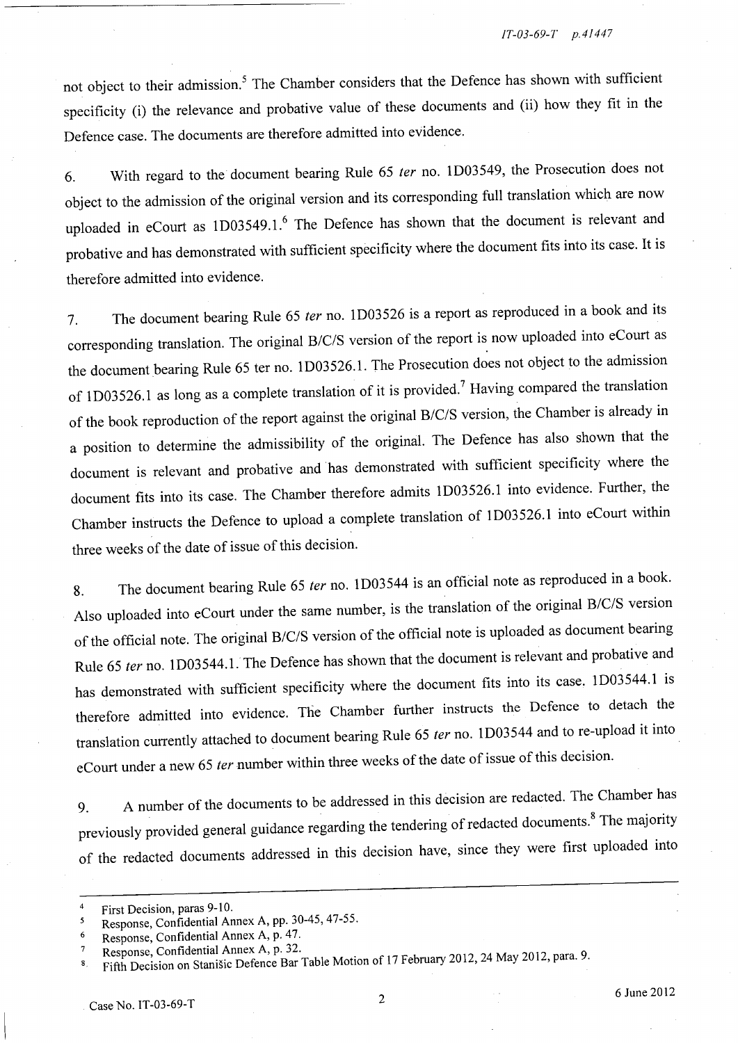not object to their admission.[5] The Chamber considers that the Defence has shown with sufficient specificity (i) the relevance and probative value of these documents and (ii) how they fit in the Defence case. The documents are therefore admitted into evidence.

6. With regard to the document bearing Rule 65 *ter* no. 1D03549, the Prosecution does not object to the admission of the original version and its corresponding full translation which are now uploaded in eCourt as 1D03549.1.[6] The Defence has shown that the document is relevant and probative and has demonstrated with sufficient specificity where the document fits into its case. It is therefore admitted into evidence.

7. The document bearing Rule 65 *ter* no. 1D03526 is a report as reproduced in a book and its corresponding translation. The original B/C/S version of the report is now uploaded into eCourt as the document bearing Rule 65 ter no. 1D03526.1. The Prosecution does not object to the admission of 1D03526.1 as long as a complete translation of it is provided.[7] Having compared the translation of the book reproduction of the report against the original B/C/S version, the Chamber is already in a position to determine the admissibility of the original. The Defence has also shown that the document is relevant and probative and has demonstrated with sufficient specificity where the document fits into its case. The Chamber therefore admits 1D03526.1 into evidence. Further, the Chamber instructs the Defence to upload a complete translation of 1D03526.1 into eCourt within three weeks of the date of issue of this decision.

8. The document bearing Rule 65 *ter* no. 1D03544 is an official note as reproduced in a book. Also uploaded into eCourt under the same number, is the translation of the original B/C/S version of the official note. The original B/C/S version of the official note is uploaded as document bearing Rule 65 *ter* no. 1D03544.1. The Defence has shown that the document is relevant and probative and has demonstrated with sufficient specificity where the document fits into its case. 1D03544.1 is therefore admitted into evidence. The Chamber further instructs the Defence to detach the translation currently attached to document bearing Rule 65 *ter* no. 1D03544 and to re-upload it into eCourt under a new 65 *ter* number within three weeks of the date of issue of this decision.

9. A number of the documents to be addressed in this decision are redacted. The Chamber has previously provided general guidance regarding the tendering of redacted documents.[8] The majority of the redacted documents addressed in this decision have, since they were first uploaded into

---

[4] First Decision, paras 9-10.
[5] Response, Confidential Annex A, pp. 30-45, 47-55.
[6] Response, Confidential Annex A, p. 47.
[7] Response, Confidential Annex A, p. 32.
[8] Fifth Decision on Stanišic Defence Bar Table Motion of 17 February 2012, 24 May 2012, para. 9.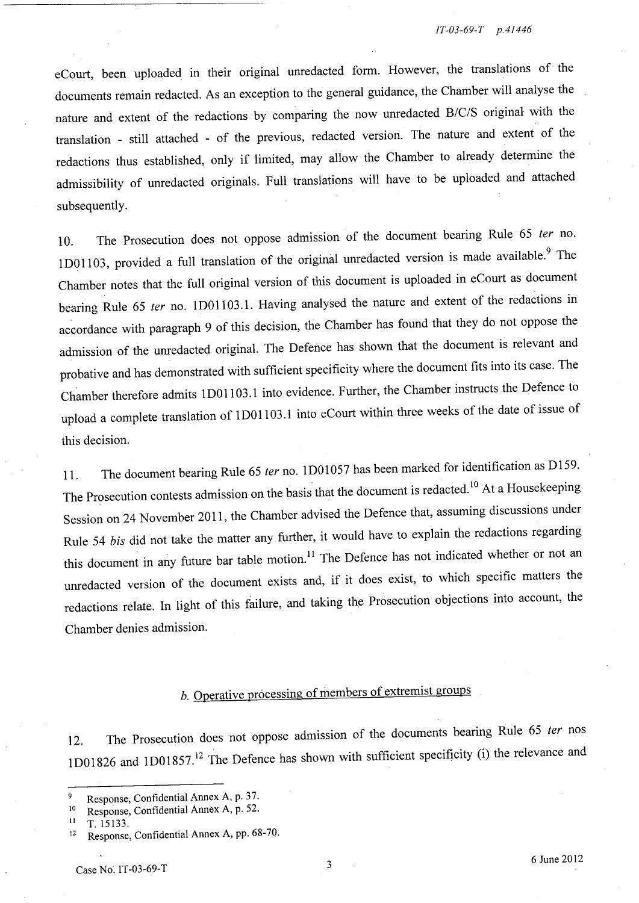eCourt, been uploaded in their original unredacted form. However, the translations of the documents remain redacted. As an exception to the general guidance, the Chamber will analyse the nature and extent of the redactions by comparing the now unredacted B/C/S original with the translation - still attached - of the previous, redacted version. The nature and extent of the redactions thus established, only if limited, may allow the Chamber to already determine the admissibility of unredacted originals. Full translations will have to be uploaded and attached subsequently.

10. The Prosecution does not oppose admission of the document bearing Rule 65 *ter* no. 1D01103, provided a full translation of the original unredacted version is made available.[9] The Chamber notes that the full original version of this document is uploaded in eCourt as document bearing Rule 65 *ter* no. 1D01103.1. Having analysed the nature and extent of the redactions in accordance with paragraph 9 of this decision, the Chamber has found that they do not oppose the admission of the unredacted original. The Defence has shown that the document is relevant and probative and has demonstrated with sufficient specificity where the document fits into its case. The Chamber therefore admits 1D01103.1 into evidence. Further, the Chamber instructs the Defence to upload a complete translation of 1D01103.1 into eCourt within three weeks of the date of issue of this decision.

11. The document bearing Rule 65 *ter* no. 1D01057 has been marked for identification as D159. The Prosecution contests admission on the basis that the document is redacted.[10] At a Housekeeping Session on 24 November 2011, the Chamber advised the Defence that, assuming discussions under Rule 54 *bis* did not take the matter any further, it would have to explain the redactions regarding this document in any future bar table motion.[11] The Defence has not indicated whether or not an unredacted version of the document exists and, if it does exist, to which specific matters the redactions relate. In light of this failure, and taking the Prosecution objections into account, the Chamber denies admission.

### *b.* Operative processing of members of extremist groups

12. The Prosecution does not oppose admission of the documents bearing Rule 65 *ter* nos 1D01826 and 1D01857.[12] The Defence has shown with sufficient specificity (i) the relevance and

---

[9] Response, Confidential Annex A, p. 37.
[10] Response, Confidential Annex A, p. 52.
[11] T. 15133.
[12] Response, Confidential Annex A, pp. 68-70.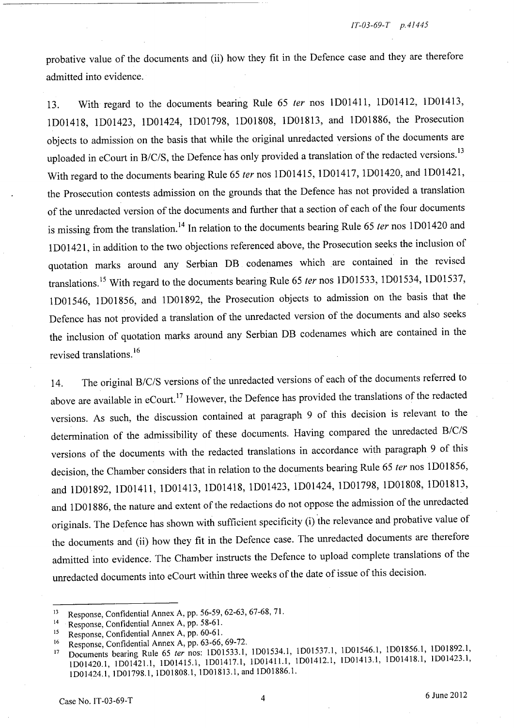probative value of the documents and (ii) how they fit in the Defence case and they are therefore admitted into evidence.

13. With regard to the documents bearing Rule 65 *ter* nos 1D01411, 1D01412, 1D01413, 1D01418, 1D01423, 1D01424, 1D01798, 1D01808, 1D01813, and 1D01886, the Prosecution objects to admission on the basis that while the original unredacted versions of the documents are uploaded in eCourt in B/C/S, the Defence has only provided a translation of the redacted versions.[13] With regard to the documents bearing Rule 65 *ter* nos 1D01415, 1D01417, 1D01420, and 1D01421, the Prosecution contests admission on the grounds that the Defence has not provided a translation of the unredacted version of the documents and further that a section of each of the four documents is missing from the translation.[14] In relation to the documents bearing Rule 65 *ter* nos 1D01420 and 1D01421, in addition to the two objections referenced above, the Prosecution seeks the inclusion of quotation marks around any Serbian DB codenames which are contained in the revised translations.[15] With regard to the documents bearing Rule 65 *ter* nos 1D01533, 1D01534, 1D01537, 1D01546, 1D01856, and 1D01892, the Prosecution objects to admission on the basis that the Defence has not provided a translation of the unredacted version of the documents and also seeks the inclusion of quotation marks around any Serbian DB codenames which are contained in the revised translations.[16]

14. The original B/C/S versions of the unredacted versions of each of the documents referred to above are available in eCourt.[17] However, the Defence has provided the translations of the redacted versions. As such, the discussion contained at paragraph 9 of this decision is relevant to the determination of the admissibility of these documents. Having compared the unredacted B/C/S versions of the documents with the redacted translations in accordance with paragraph 9 of this decision, the Chamber considers that in relation to the documents bearing Rule 65 *ter* nos 1D01856, and 1D01892, 1D01411, 1D01413, 1D01418, 1D01423, 1D01424, 1D01798, 1D01808, 1D01813, and 1D01886, the nature and extent of the redactions do not oppose the admission of the unredacted originals. The Defence has shown with sufficient specificity (i) the relevance and probative value of the documents and (ii) how they fit in the Defence case. The unredacted documents are therefore admitted into evidence. The Chamber instructs the Defence to upload complete translations of the unredacted documents into eCourt within three weeks of the date of issue of this decision.

---

[13] Response, Confidential Annex A, pp. 56-59, 62-63, 67-68, 71.

[14] Response, Confidential Annex A, pp. 58-61.

[15] Response, Confidential Annex A, pp. 60-61.

[16] Response, Confidential Annex A, pp. 63-66, 69-72.

[17] Documents bearing Rule 65 *ter* nos: 1D01533.1, 1D01534.1, 1D01537.1, 1D01546.1, 1D01856.1, 1D01892.1, 1D01420.1, 1D01421.1, 1D01415.1, 1D01417.1, 1D01411.1, 1D01412.1, 1D01413.1, 1D01418.1, 1D01423.1, 1D01424.1, 1D01798.1, 1D01808.1, 1D01813.1, and 1D01886.1.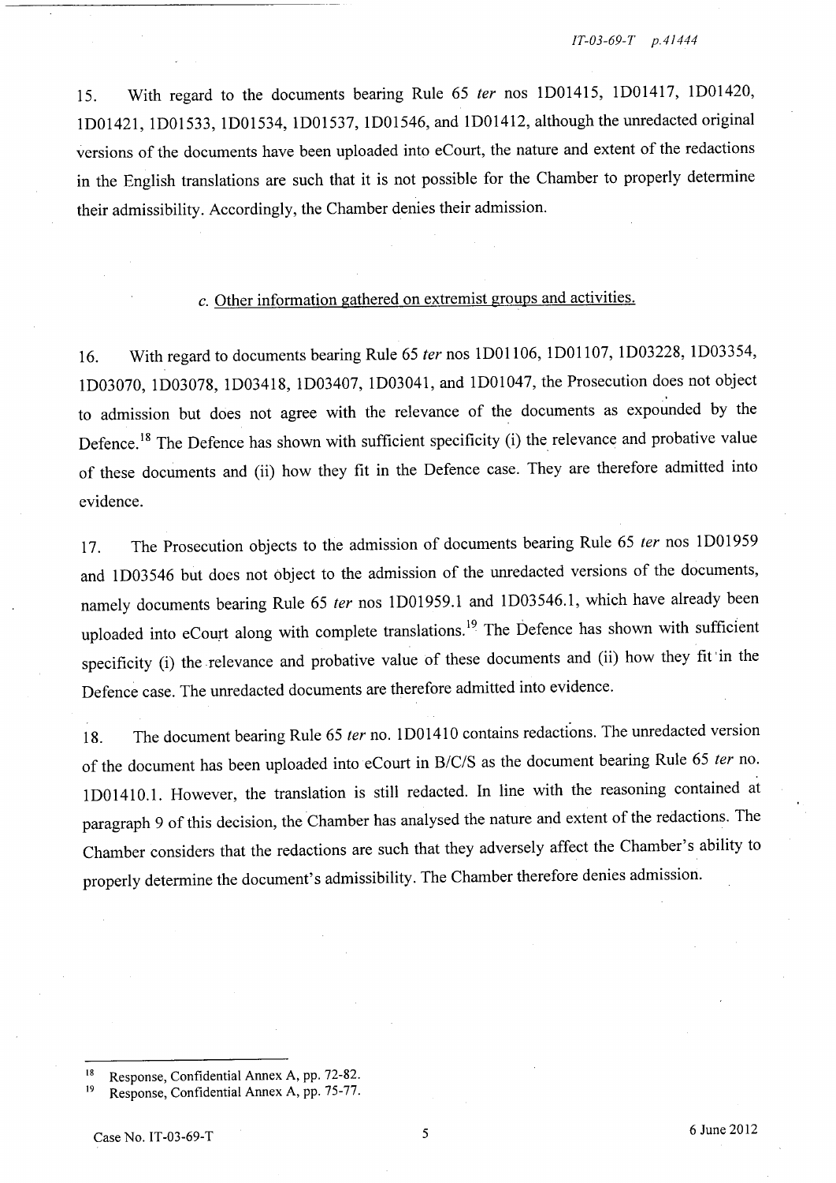15. With regard to the documents bearing Rule 65 *ter* nos 1D01415, 1D01417, 1D01420, 1D01421, 1D01533, 1D01534, 1D01537, 1D01546, and 1D01412, although the unredacted original versions of the documents have been uploaded into eCourt, the nature and extent of the redactions in the English translations are such that it is not possible for the Chamber to properly determine their admissibility. Accordingly, the Chamber denies their admission.

*c.* Other information gathered on extremist groups and activities.

16. With regard to documents bearing Rule 65 *ter* nos 1D01106, 1D01107, 1D03228, 1D03354, 1D03070, 1D03078, 1D03418, 1D03407, 1D03041, and 1D01047, the Prosecution does not object to admission but does not agree with the relevance of the documents as expounded by the Defence.[18] The Defence has shown with sufficient specificity (i) the relevance and probative value of these documents and (ii) how they fit in the Defence case. They are therefore admitted into evidence.

17. The Prosecution objects to the admission of documents bearing Rule 65 *ter* nos 1D01959 and 1D03546 but does not object to the admission of the unredacted versions of the documents, namely documents bearing Rule 65 *ter* nos 1D01959.1 and 1D03546.1, which have already been uploaded into eCourt along with complete translations.[19] The Defence has shown with sufficient specificity (i) the relevance and probative value of these documents and (ii) how they fit in the Defence case. The unredacted documents are therefore admitted into evidence.

18. The document bearing Rule 65 *ter* no. 1D01410 contains redactions. The unredacted version of the document has been uploaded into eCourt in B/C/S as the document bearing Rule 65 *ter* no. 1D01410.1. However, the translation is still redacted. In line with the reasoning contained at paragraph 9 of this decision, the Chamber has analysed the nature and extent of the redactions. The Chamber considers that the redactions are such that they adversely affect the Chamber's ability to properly determine the document's admissibility. The Chamber therefore denies admission.

---

[18] Response, Confidential Annex A, pp. 72-82.

[19] Response, Confidential Annex A, pp. 75-77.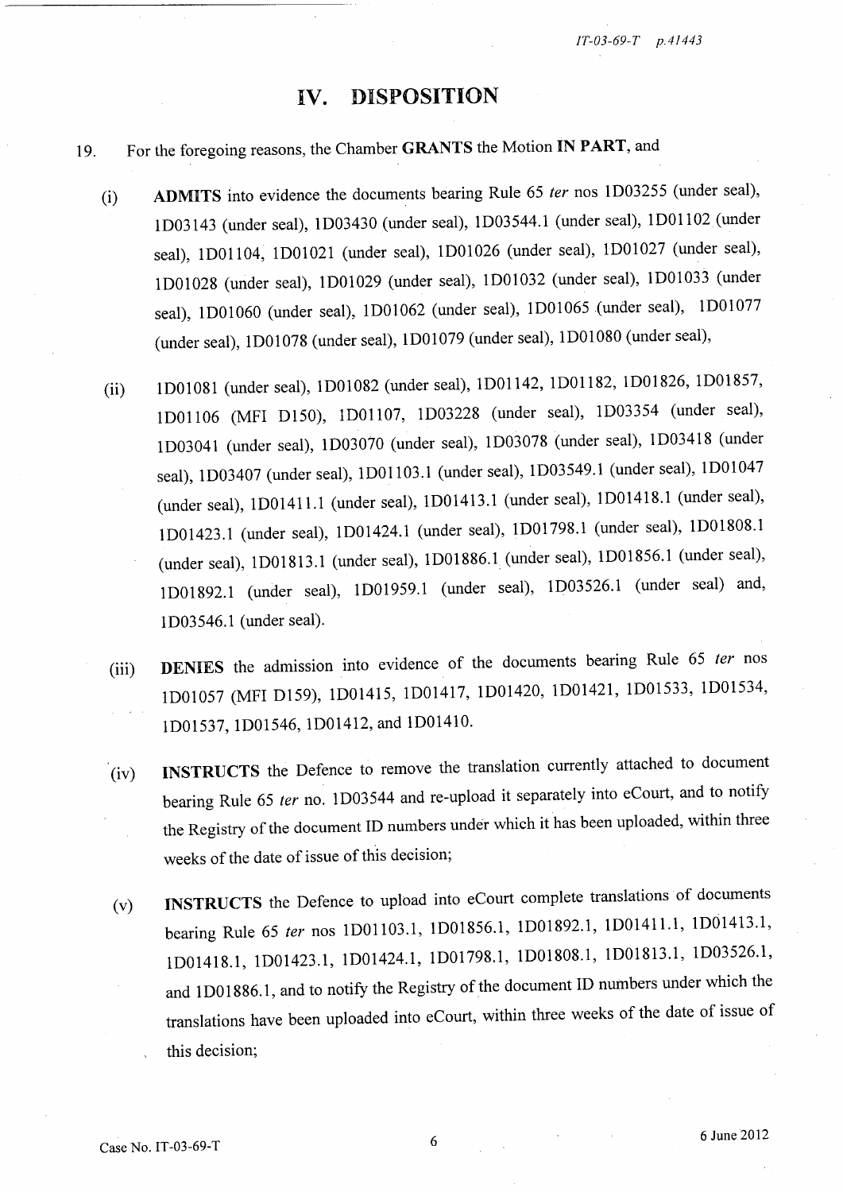# IV. DISPOSITION

19. For the foregoing reasons, the Chamber **GRANTS** the Motion **IN PART**, and

(i) **ADMITS** into evidence the documents bearing Rule 65 *ter* nos 1D03255 (under seal), 1D03143 (under seal), 1D03430 (under seal), 1D03544.1 (under seal), 1D01102 (under seal), 1D01104, 1D01021 (under seal), 1D01026 (under seal), 1D01027 (under seal), 1D01028 (under seal), 1D01029 (under seal), 1D01032 (under seal), 1D01033 (under seal), 1D01060 (under seal), 1D01062 (under seal), 1D01065 (under seal), 1D01077 (under seal), 1D01078 (under seal), 1D01079 (under seal), 1D01080 (under seal),

(ii) 1D01081 (under seal), 1D01082 (under seal), 1D01142, 1D01182, 1D01826, 1D01857, 1D01106 (MFI D150), 1D01107, 1D03228 (under seal), 1D03354 (under seal), 1D03041 (under seal), 1D03070 (under seal), 1D03078 (under seal), 1D03418 (under seal), 1D03407 (under seal), 1D01103.1 (under seal), 1D03549.1 (under seal), 1D01047 (under seal), 1D01411.1 (under seal), 1D01413.1 (under seal), 1D01418.1 (under seal), 1D01423.1 (under seal), 1D01424.1 (under seal), 1D01798.1 (under seal), 1D01808.1 (under seal), 1D01813.1 (under seal), 1D01886.1 (under seal), 1D01856.1 (under seal), 1D01892.1 (under seal), 1D01959.1 (under seal), 1D03526.1 (under seal) and, 1D03546.1 (under seal).

(iii) **DENIES** the admission into evidence of the documents bearing Rule 65 *ter* nos 1D01057 (MFI D159), 1D01415, 1D01417, 1D01420, 1D01421, 1D01533, 1D01534, 1D01537, 1D01546, 1D01412, and 1D01410.

(iv) **INSTRUCTS** the Defence to remove the translation currently attached to document bearing Rule 65 *ter* no. 1D03544 and re-upload it separately into eCourt, and to notify the Registry of the document ID numbers under which it has been uploaded, within three weeks of the date of issue of this decision;

(v) **INSTRUCTS** the Defence to upload into eCourt complete translations of documents bearing Rule 65 *ter* nos 1D01103.1, 1D01856.1, 1D01892.1, 1D01411.1, 1D01413.1, 1D01418.1, 1D01423.1, 1D01424.1, 1D01798.1, 1D01808.1, 1D01813.1, 1D03526.1, and 1D01886.1, and to notify the Registry of the document ID numbers under which the translations have been uploaded into eCourt, within three weeks of the date of issue of this decision;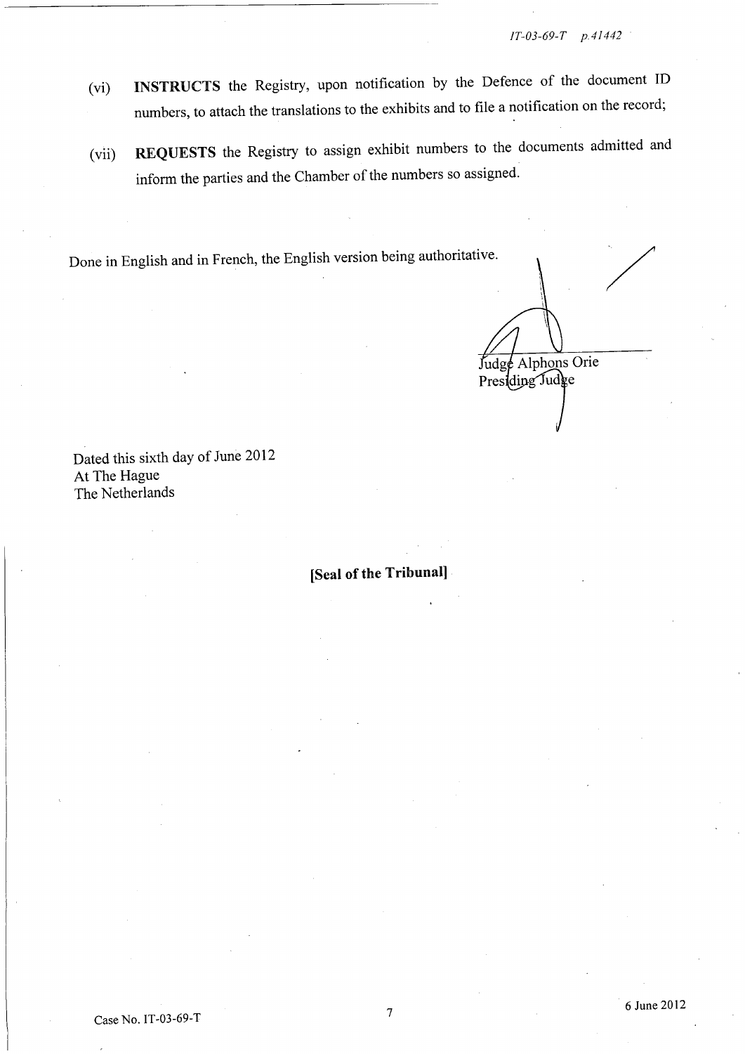(vi) **INSTRUCTS** the Registry, upon notification by the Defence of the document ID numbers, to attach the translations to the exhibits and to file a notification on the record;

(vii) **REQUESTS** the Registry to assign exhibit numbers to the documents admitted and inform the parties and the Chamber of the numbers so assigned.

Done in English and in French, the English version being authoritative.

Judge Alphons Orie
Presiding Judge

Dated this sixth day of June 2012
At The Hague
The Netherlands

**[Seal of the Tribunal]**